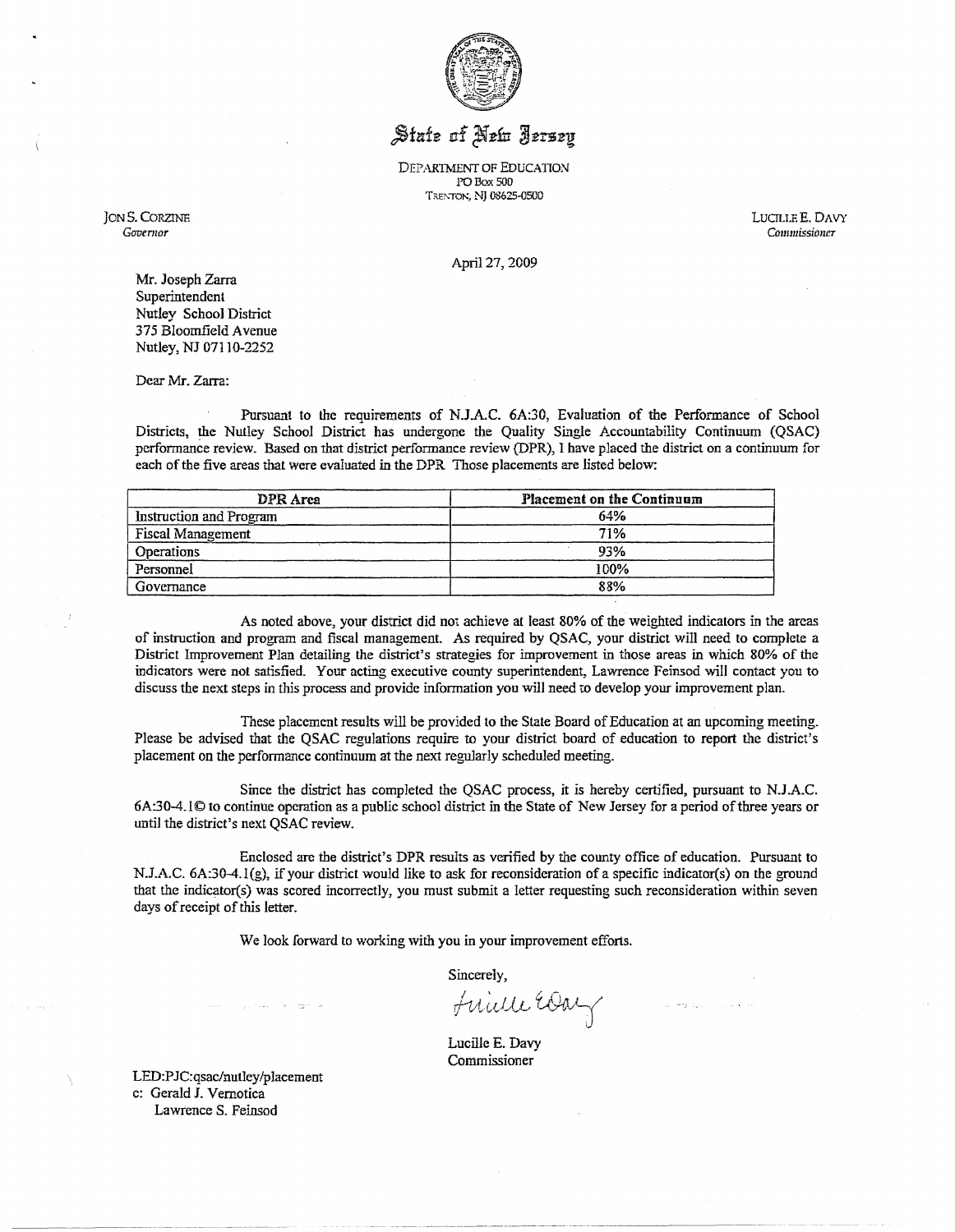# State of New Jersey

DEPARTMENT OF EDUCATION
PO Box 500
TRENTON, NJ 08625-0500

JON S. CORZINE
*Governor*

LUCILLE E. DAVY
*Commissioner*

April 27, 2009

Mr. Joseph Zarra
Superintendent
Nutley School District
375 Bloomfield Avenue
Nutley, NJ 07110-2252

Dear Mr. Zarra:

Pursuant to the requirements of N.J.A.C. 6A:30, Evaluation of the Performance of School Districts, the Nutley School District has undergone the Quality Single Accountability Continuum (QSAC) performance review. Based on that district performance review (DPR), I have placed the district on a continuum for each of the five areas that were evaluated in the DPR. Those placements are listed below:

| DPR Area | Placement on the Continuum |
|---|---|
| Instruction and Program | 64% |
| Fiscal Management | 71% |
| Operations | 93% |
| Personnel | 100% |
| Governance | 88% |

As noted above, your district did not achieve at least 80% of the weighted indicators in the areas of instruction and program and fiscal management. As required by QSAC, your district will need to complete a District Improvement Plan detailing the district's strategies for improvement in those areas in which 80% of the indicators were not satisfied. Your acting executive county superintendent, Lawrence Feinsod will contact you to discuss the next steps in this process and provide information you will need to develop your improvement plan.

These placement results will be provided to the State Board of Education at an upcoming meeting. Please be advised that the QSAC regulations require to your district board of education to report the district's placement on the performance continuum at the next regularly scheduled meeting.

Since the district has completed the QSAC process, it is hereby certified, pursuant to N.J.A.C. 6A:30-4.1© to continue operation as a public school district in the State of New Jersey for a period of three years or until the district's next QSAC review.

Enclosed are the district's DPR results as verified by the county office of education. Pursuant to N.J.A.C. 6A:30-4.1(g), if your district would like to ask for reconsideration of a specific indicator(s) on the ground that the indicator(s) was scored incorrectly, you must submit a letter requesting such reconsideration within seven days of receipt of this letter.

We look forward to working with you in your improvement efforts.

Sincerely,

Lucille E. Davy

Lucille E. Davy
Commissioner

LED:PJC:qsac/nutley/placement
c: Gerald J. Vernotica
Lawrence S. Feinsod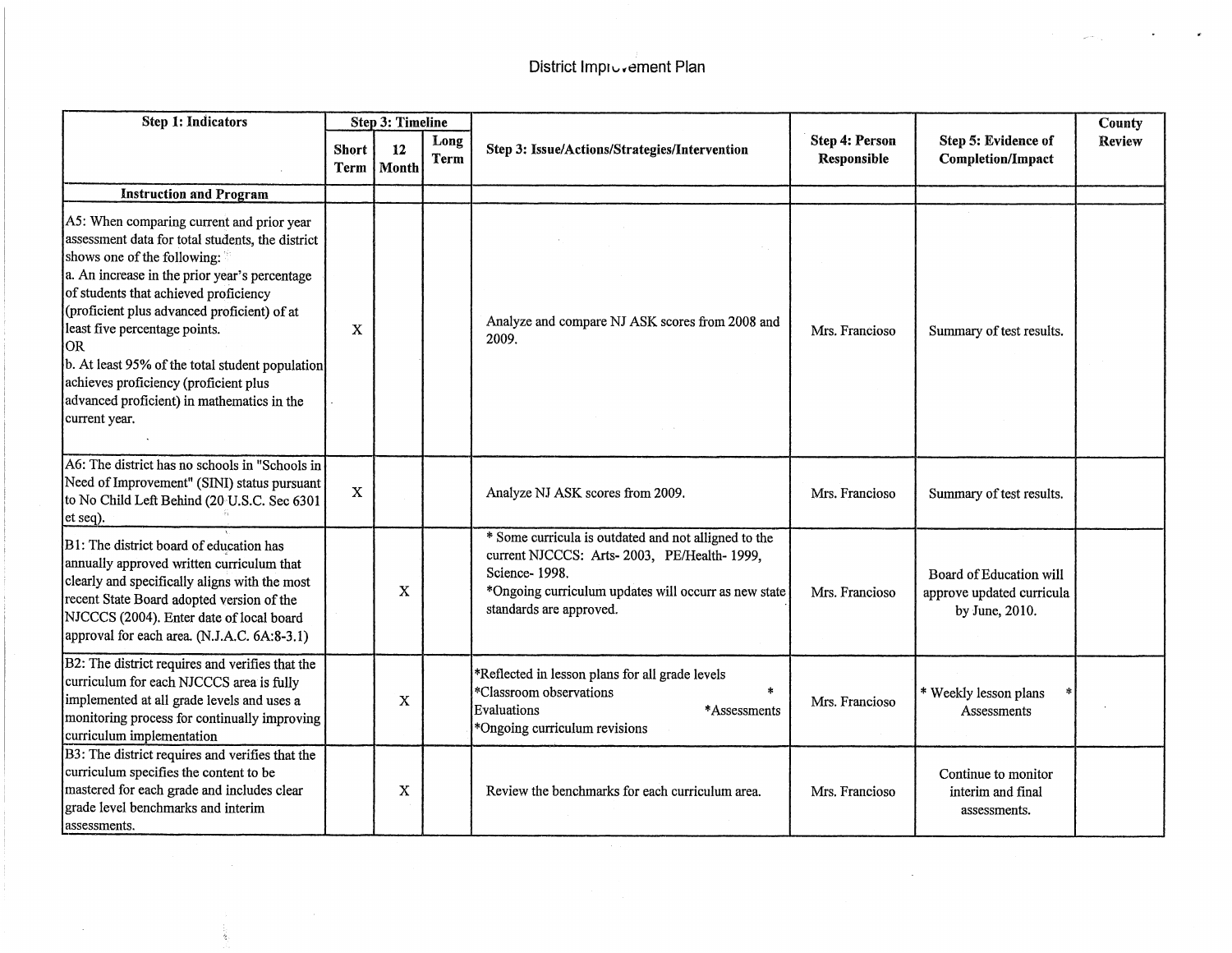# District Improvement Plan

| Step 1: Indicators | Step 3: Timeline | | | Step 3: Issue/Actions/Strategies/Intervention | Step 4: Person Responsible | Step 5: Evidence of Completion/Impact | County Review |
|---|---|---|---|---|---|---|---|
| | Short Term | 12 Month | Long Term | | | | |
| **Instruction and Program** | | | | | | | |
| A5: When comparing current and prior year assessment data for total students, the district shows one of the following:<br>a. An increase in the prior year's percentage of students that achieved proficiency (proficient plus advanced proficient) of at least five percentage points.<br>OR<br>b. At least 95% of the total student population achieves proficiency (proficient plus advanced proficient) in mathematics in the current year. | X | | | Analyze and compare NJ ASK scores from 2008 and 2009. | Mrs. Francioso | Summary of test results. | |
| A6: The district has no schools in "Schools in Need of Improvement" (SINI) status pursuant to No Child Left Behind (20 U.S.C. Sec 6301 et seq). | X | | | Analyze NJ ASK scores from 2009. | Mrs. Francioso | Summary of test results. | |
| B1: The district board of education has annually approved written curriculum that clearly and specifically aligns with the most recent State Board adopted version of the NJCCCS (2004). Enter date of local board approval for each area. (N.J.A.C. 6A:8-3.1) | | X | | * Some curricula is outdated and not alligned to the current NJCCCS: Arts- 2003, PE/Health- 1999, Science- 1998.<br>*Ongoing curriculum updates will occur as new state standards are approved. | Mrs. Francioso | Board of Education will approve updated curricula by June, 2010. | |
| B2: The district requires and verifies that the curriculum for each NJCCCS area is fully implemented at all grade levels and uses a monitoring process for continually improving curriculum implementation | | X | | *Reflected in lesson plans for all grade levels<br>*Classroom observations *Evaluations *Assessments<br>*Ongoing curriculum revisions | Mrs. Francioso | * Weekly lesson plans * Assessments | |
| B3: The district requires and verifies that the curriculum specifies the content to be mastered for each grade and includes clear grade level benchmarks and interim assessments. | | X | | Review the benchmarks for each curriculum area. | Mrs. Francioso | Continue to monitor interim and final assessments. | |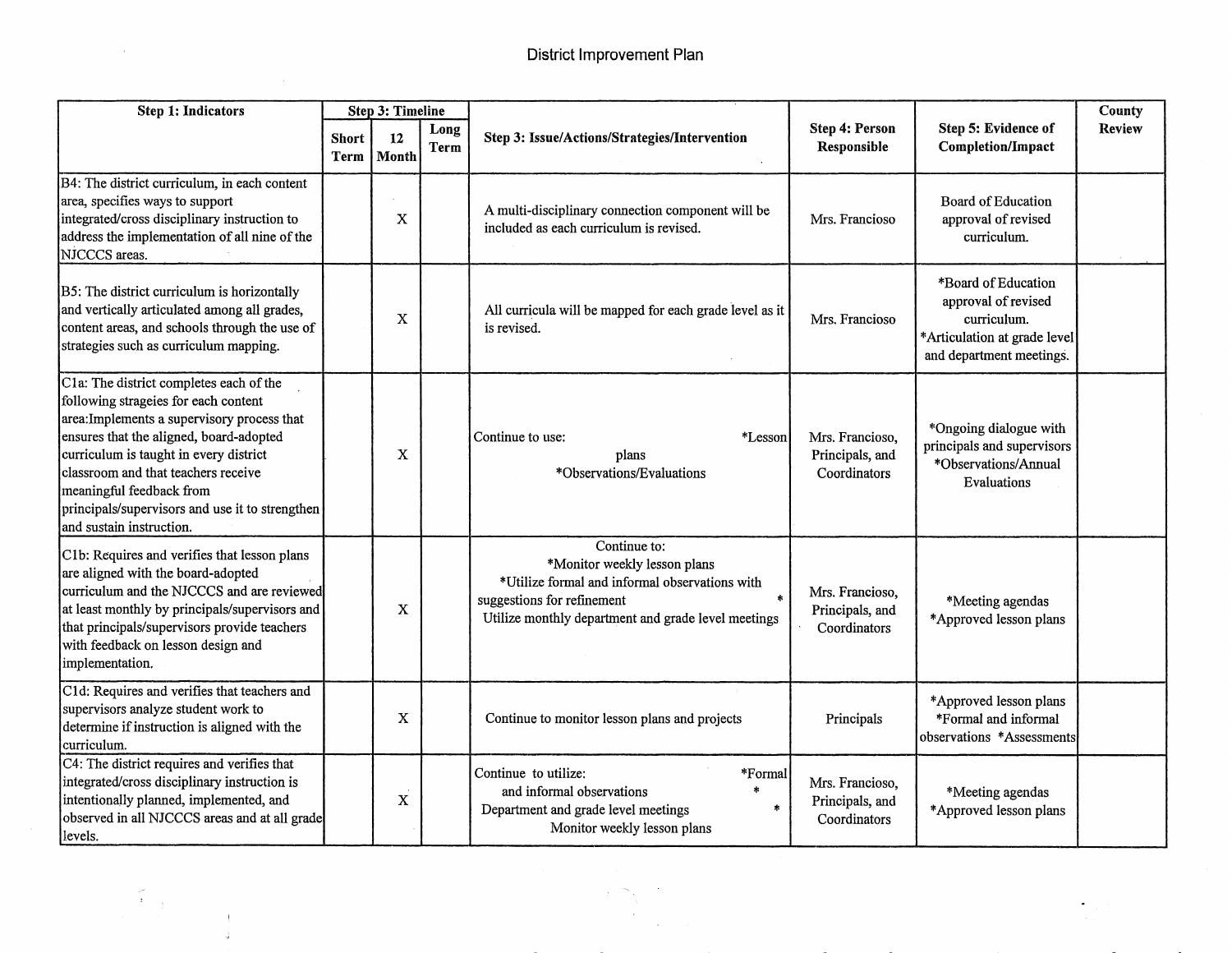# District Improvement Plan

| Step 1: Indicators | Step 3: Timeline | | | Step 3: Issue/Actions/Strategies/Intervention | Step 4: Person Responsible | Step 5: Evidence of Completion/Impact | County Review |
|---|---|---|---|---|---|---|---|
| | Short Term | 12 Month | Long Term | | | | |
| B4: The district curriculum, in each content area, specifies ways to support integrated/cross disciplinary instruction to address the implementation of all nine of the NJCCCS areas. | | X | | A multi-disciplinary connection component will be included as each curriculum is revised. | Mrs. Francioso | Board of Education approval of revised curriculum. | |
| B5: The district curriculum is horizontally and vertically articulated among all grades, content areas, and schools through the use of strategies such as curriculum mapping. | | X | | All curricula will be mapped for each grade level as it is revised. | Mrs. Francioso | *Board of Education approval of revised curriculum. *Articulation at grade level and department meetings. | |
| C1a: The district completes each of the following strageies for each content area:Implements a supervisory process that ensures that the aligned, board-adopted curriculum is taught in every district classroom and that teachers receive meaningful feedback from principals/supervisors and use it to strengthen and sustain instruction. | | X | | Continue to use: *Lesson plans *Observations/Evaluations | Mrs. Francioso, Principals, and Coordinators | *Ongoing dialogue with principals and supervisors *Observations/Annual Evaluations | |
| C1b: Requires and verifies that lesson plans are aligned with the board-adopted curriculum and the NJCCCS and are reviewed at least monthly by principals/supervisors and that principals/supervisors provide teachers with feedback on lesson design and implementation. | | X | | Continue to: *Monitor weekly lesson plans *Utilize formal and informal observations with suggestions for refinement * Utilize monthly department and grade level meetings | Mrs. Francioso, Principals, and Coordinators | *Meeting agendas *Approved lesson plans | |
| C1d: Requires and verifies that teachers and supervisors analyze student work to determine if instruction is aligned with the curriculum. | | X | | Continue to monitor lesson plans and projects | Principals | *Approved lesson plans *Formal and informal observations *Assessments | |
| C4: The district requires and verifies that integrated/cross disciplinary instruction is intentionally planned, implemented, and observed in all NJCCCS areas and at all grade levels. | | X | | Continue to utilize: *Formal and informal observations * Department and grade level meetings * Monitor weekly lesson plans | Mrs. Francioso, Principals, and Coordinators | *Meeting agendas *Approved lesson plans | |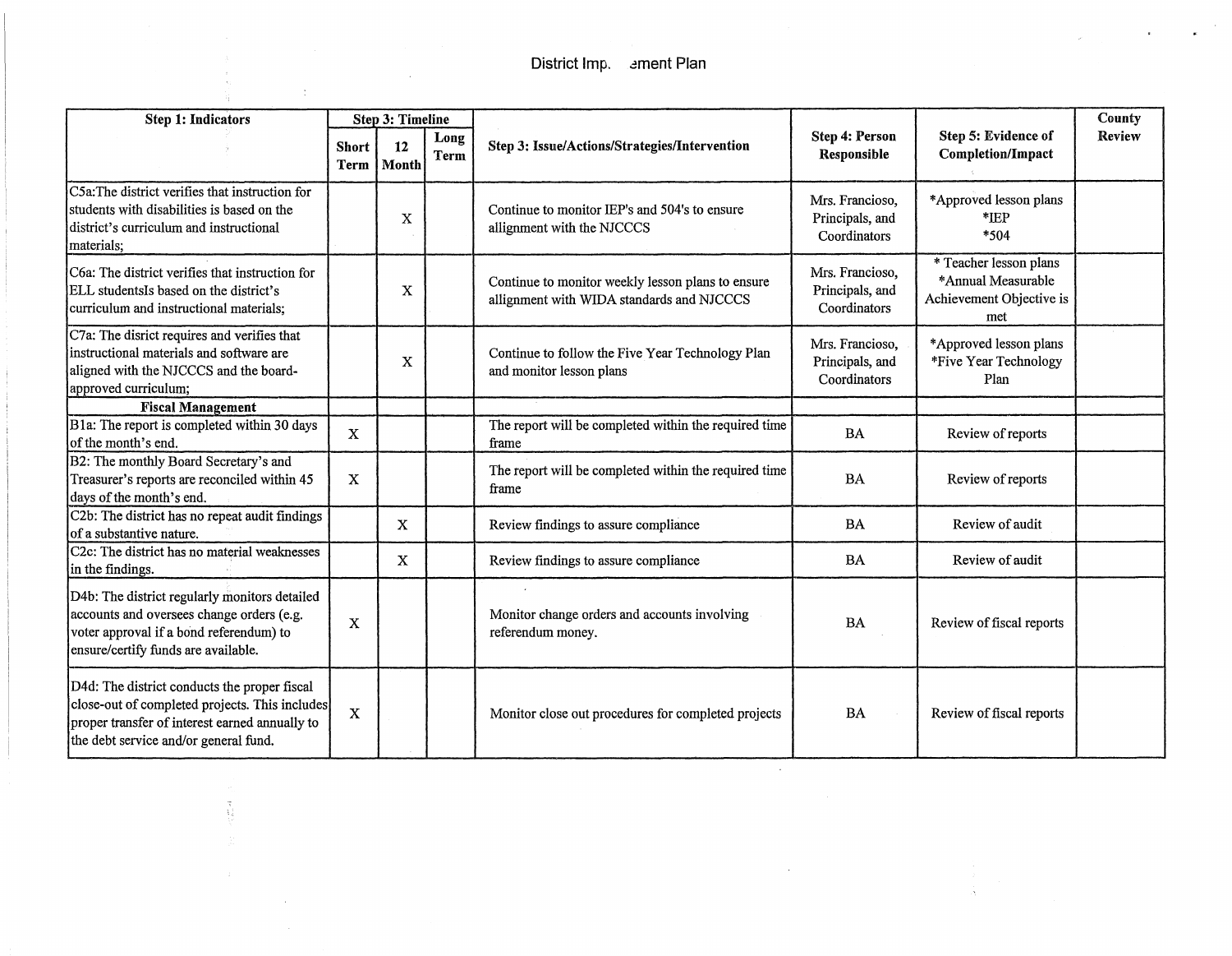District Imp. ement Plan

| Step 1: Indicators | Step 3: Timeline | | | Step 3: Issue/Actions/Strategies/Intervention | Step 4: Person Responsible | Step 5: Evidence of Completion/Impact | County Review |
|---|---|---|---|---|---|---|---|
| | Short Term | 12 Month | Long Term | | | | |
| C5a:The district verifies that instruction for students with disabilities is based on the district's curriculum and instructional materials; | | X | | Continue to monitor IEP's and 504's to ensure allignment with the NJCCCS | Mrs. Francioso, Principals, and Coordinators | *Approved lesson plans *IEP *504 | |
| C6a: The district verifies that instruction for ELL studentsIs based on the district's curriculum and instructional materials; | | X | | Continue to monitor weekly lesson plans to ensure allignment with WIDA standards and NJCCCS | Mrs. Francioso, Principals, and Coordinators | * Teacher lesson plans *Annual Measurable Achievement Objective is met | |
| C7a: The disrict requires and verifies that instructional materials and software are aligned with the NJCCCS and the board-approved curriculum; | | X | | Continue to follow the Five Year Technology Plan and monitor lesson plans | Mrs. Francioso, Principals, and Coordinators | *Approved lesson plans *Five Year Technology Plan | |
| **Fiscal Management** | | | | | | | |
| B1a: The report is completed within 30 days of the month's end. | X | | | The report will be completed within the required time frame | BA | Review of reports | |
| B2: The monthly Board Secretary's and Treasurer's reports are reconciled within 45 days of the month's end. | X | | | The report will be completed within the required time frame | BA | Review of reports | |
| C2b: The district has no repeat audit findings of a substantive nature. | | X | | Review findings to assure compliance | BA | Review of audit | |
| C2c: The district has no material weaknesses in the findings. | | X | | Review findings to assure compliance | BA | Review of audit | |
| D4b: The district regularly monitors detailed accounts and oversees change orders (e.g. voter approval if a bond referendum) to ensure/certify funds are available. | X | | | Monitor change orders and accounts involving referendum money. | BA | Review of fiscal reports | |
| D4d: The district conducts the proper fiscal close-out of completed projects. This includes proper transfer of interest earned annually to the debt service and/or general fund. | X | | | Monitor close out procedures for completed projects | BA | Review of fiscal reports | |